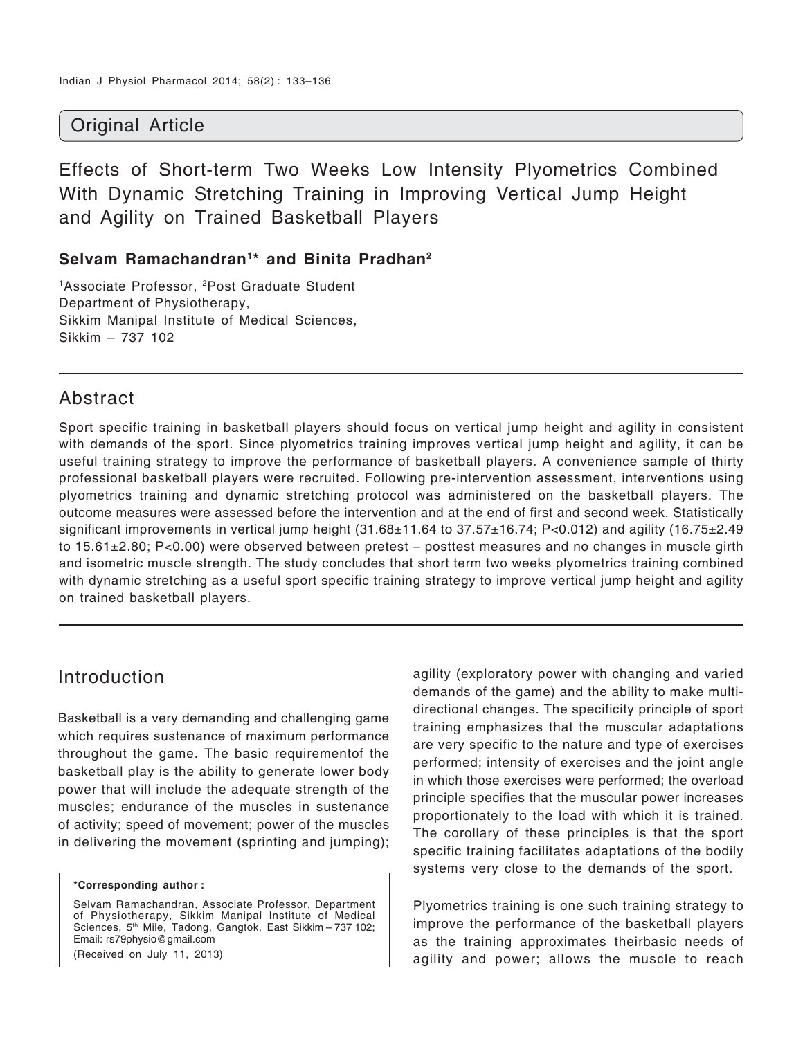## Original Article

# Effects of Short-term Two Weeks Low Intensity Plyometrics Combined With Dynamic Stretching Training in Improving Vertical Jump Height and Agility on Trained Basketball Players

**Selvam Ramachandran[1]* and Binita Pradhan[2]**

[1]Associate Professor, [2]Post Graduate Student
Department of Physiotherapy,
Sikkim Manipal Institute of Medical Sciences,
Sikkim – 737 102

## Abstract

Sport specific training in basketball players should focus on vertical jump height and agility in consistent with demands of the sport. Since plyometrics training improves vertical jump height and agility, it can be useful training strategy to improve the performance of basketball players. A convenience sample of thirty professional basketball players were recruited. Following pre-intervention assessment, interventions using plyometrics training and dynamic stretching protocol was administered on the basketball players. The outcome measures were assessed before the intervention and at the end of first and second week. Statistically significant improvements in vertical jump height (31.68±11.64 to 37.57±16.74; P<0.012) and agility (16.75±2.49 to 15.61±2.80; P<0.00) were observed between pretest – posttest measures and no changes in muscle girth and isometric muscle strength. The study concludes that short term two weeks plyometrics training combined with dynamic stretching as a useful sport specific training strategy to improve vertical jump height and agility on trained basketball players.

## Introduction

Basketball is a very demanding and challenging game which requires sustenance of maximum performance throughout the game. The basic requirementof the basketball play is the ability to generate lower body power that will include the adequate strength of the muscles; endurance of the muscles in sustenance of activity; speed of movement; power of the muscles in delivering the movement (sprinting and jumping); agility (exploratory power with changing and varied demands of the game) and the ability to make multi-directional changes. The specificity principle of sport training emphasizes that the muscular adaptations are very specific to the nature and type of exercises performed; intensity of exercises and the joint angle in which those exercises were performed; the overload principle specifies that the muscular power increases proportionately to the load with which it is trained. The corollary of these principles is that the sport specific training facilitates adaptations of the bodily systems very close to the demands of the sport.

Plyometrics training is one such training strategy to improve the performance of the basketball players as the training approximates theirbasic needs of agility and power; allows the muscle to reach

**\*Corresponding author :**

Selvam Ramachandran, Associate Professor, Department of Physiotherapy, Sikkim Manipal Institute of Medical Sciences, 5th Mile, Tadong, Gangtok, East Sikkim – 737 102; Email: rs79physio@gmail.com

(Received on July 11, 2013)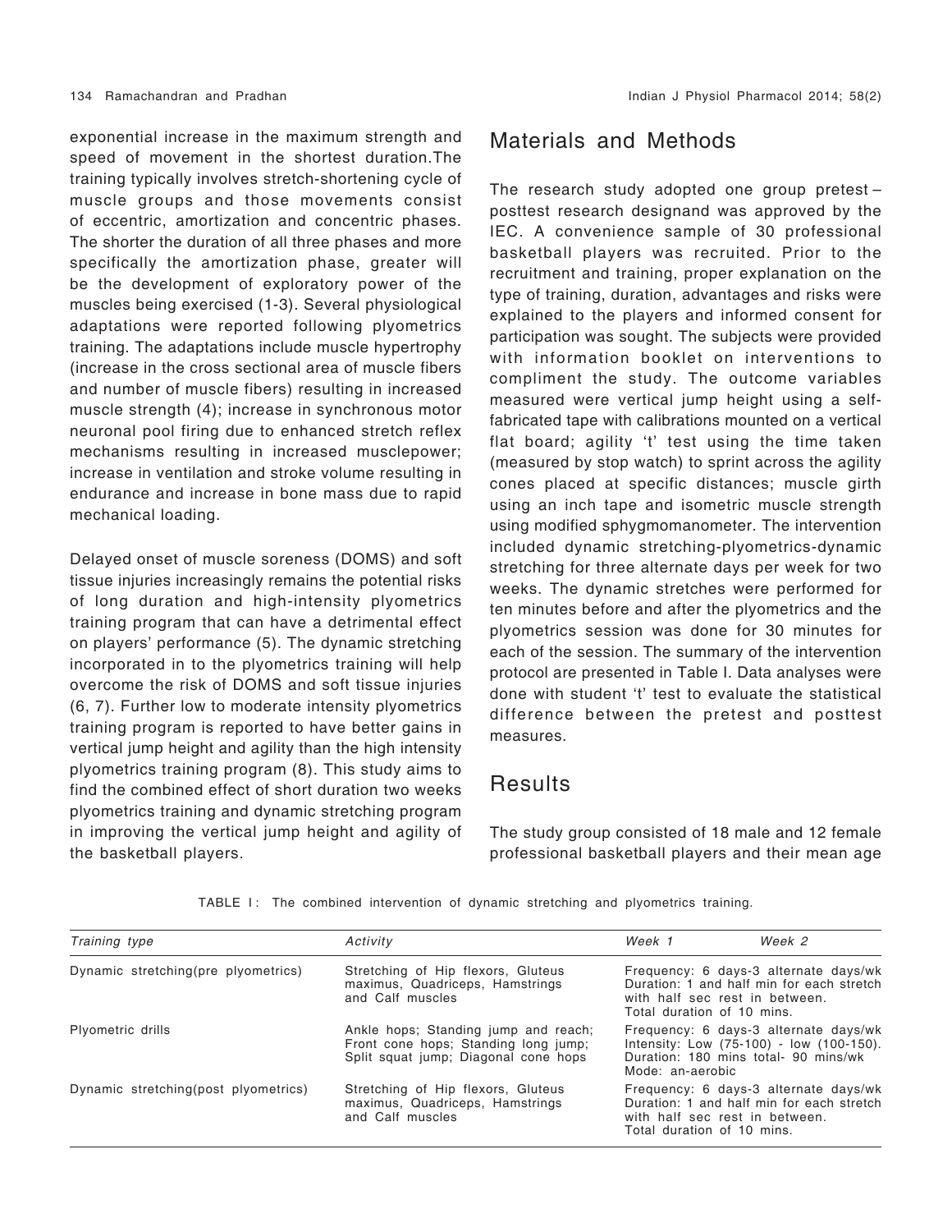exponential increase in the maximum strength and speed of movement in the shortest duration.The training typically involves stretch-shortening cycle of muscle groups and those movements consist of eccentric, amortization and concentric phases. The shorter the duration of all three phases and more specifically the amortization phase, greater will be the development of exploratory power of the muscles being exercised (1-3). Several physiological adaptations were reported following plyometrics training. The adaptations include muscle hypertrophy (increase in the cross sectional area of muscle fibers and number of muscle fibers) resulting in increased muscle strength (4); increase in synchronous motor neuronal pool firing due to enhanced stretch reflex mechanisms resulting in increased musclepower; increase in ventilation and stroke volume resulting in endurance and increase in bone mass due to rapid mechanical loading.

Delayed onset of muscle soreness (DOMS) and soft tissue injuries increasingly remains the potential risks of long duration and high-intensity plyometrics training program that can have a detrimental effect on players' performance (5). The dynamic stretching incorporated in to the plyometrics training will help overcome the risk of DOMS and soft tissue injuries (6, 7). Further low to moderate intensity plyometrics training program is reported to have better gains in vertical jump height and agility than the high intensity plyometrics training program (8). This study aims to find the combined effect of short duration two weeks plyometrics training and dynamic stretching program in improving the vertical jump height and agility of the basketball players.

## Materials and Methods

The research study adopted one group pretest – posttest research designand was approved by the IEC. A convenience sample of 30 professional basketball players was recruited. Prior to the recruitment and training, proper explanation on the type of training, duration, advantages and risks were explained to the players and informed consent for participation was sought. The subjects were provided with information booklet on interventions to compliment the study. The outcome variables measured were vertical jump height using a self-fabricated tape with calibrations mounted on a vertical flat board; agility 't' test using the time taken (measured by stop watch) to sprint across the agility cones placed at specific distances; muscle girth using an inch tape and isometric muscle strength using modified sphygmomanometer. The intervention included dynamic stretching-plyometrics-dynamic stretching for three alternate days per week for two weeks. The dynamic stretches were performed for ten minutes before and after the plyometrics and the plyometrics session was done for 30 minutes for each of the session. The summary of the intervention protocol are presented in Table I. Data analyses were done with student 't' test to evaluate the statistical difference between the pretest and posttest measures.

## Results

The study group consisted of 18 male and 12 female professional basketball players and their mean age

TABLE I: The combined intervention of dynamic stretching and plyometrics training.

| *Training type* | *Activity* | *Week 1* *Week 2* |
|---|---|---|
| Dynamic stretching(pre plyometrics) | Stretching of Hip flexors, Gluteus maximus, Quadriceps, Hamstrings and Calf muscles | Frequency: 6 days-3 alternate days/wk Duration: 1 and half min for each stretch with half sec rest in between. Total duration of 10 mins. |
| Plyometric drills | Ankle hops; Standing jump and reach; Front cone hops; Standing long jump; Split squat jump; Diagonal cone hops | Frequency: 6 days-3 alternate days/wk Intensity: Low (75-100) - low (100-150). Duration: 180 mins total- 90 mins/wk Mode: an-aerobic |
| Dynamic stretching(post plyometrics) | Stretching of Hip flexors, Gluteus maximus, Quadriceps, Hamstrings and Calf muscles | Frequency: 6 days-3 alternate days/wk Duration: 1 and half min for each stretch with half sec rest in between. Total duration of 10 mins. |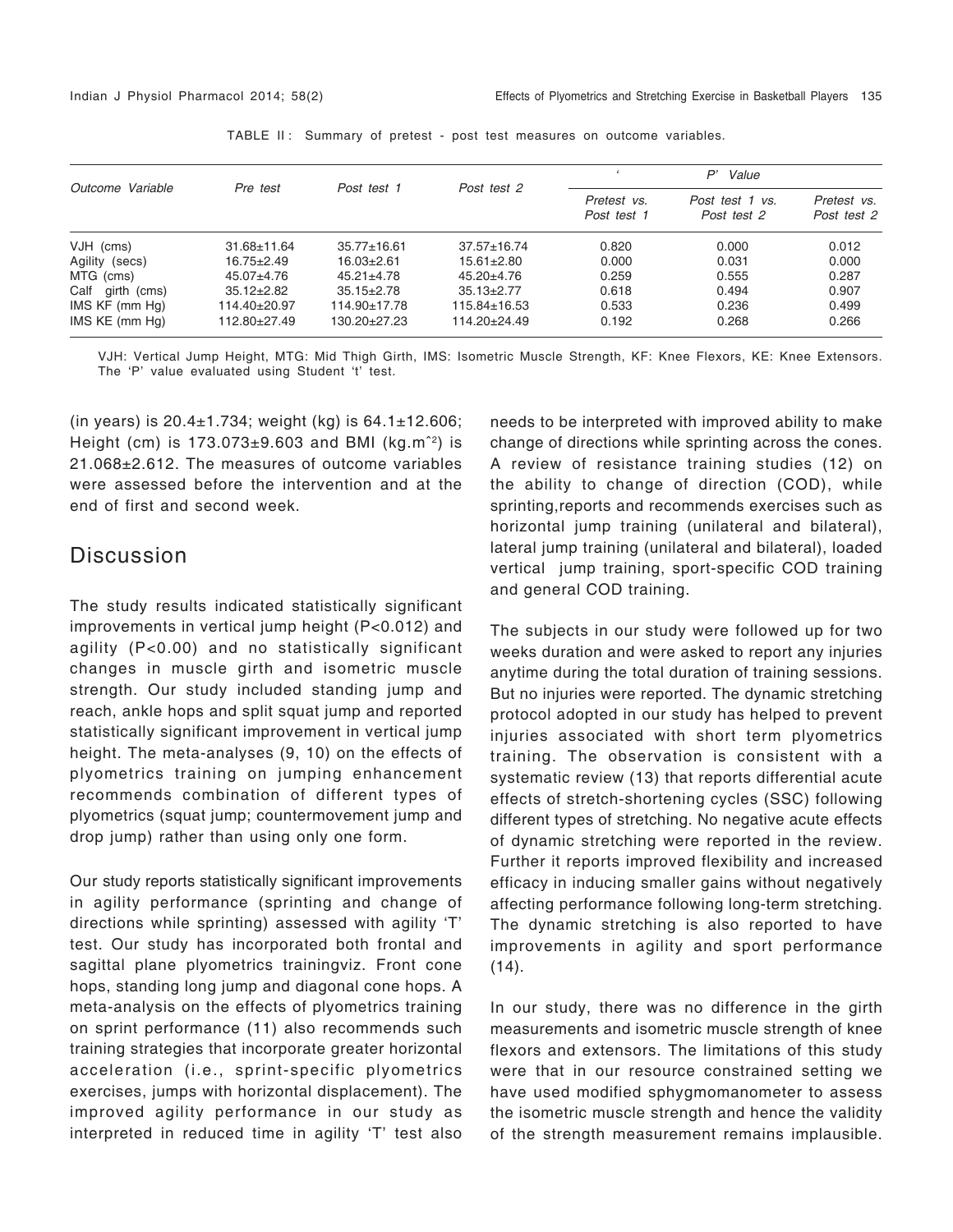TABLE II : Summary of pretest - post test measures on outcome variables.

| Outcome Variable | Pre test | Post test 1 | Post test 2 | ' P' Value | | |
|---|---|---|---|---|---|---|
| | | | | Pretest vs. Post test 1 | Post test 1 vs. Post test 2 | Pretest vs. Post test 2 |
| VJH (cms) | 31.68±11.64 | 35.77±16.61 | 37.57±16.74 | 0.820 | 0.000 | 0.012 |
| Agility (secs) | 16.75±2.49 | 16.03±2.61 | 15.61±2.80 | 0.000 | 0.031 | 0.000 |
| MTG (cms) | 45.07±4.76 | 45.21±4.78 | 45.20±4.76 | 0.259 | 0.555 | 0.287 |
| Calf girth (cms) | 35.12±2.82 | 35.15±2.78 | 35.13±2.77 | 0.618 | 0.494 | 0.907 |
| IMS KF (mm Hg) | 114.40±20.97 | 114.90±17.78 | 115.84±16.53 | 0.533 | 0.236 | 0.499 |
| IMS KE (mm Hg) | 112.80±27.49 | 130.20±27.23 | 114.20±24.49 | 0.192 | 0.268 | 0.266 |

VJH: Vertical Jump Height, MTG: Mid Thigh Girth, IMS: Isometric Muscle Strength, KF: Knee Flexors, KE: Knee Extensors. The 'P' value evaluated using Student 't' test.

(in years) is 20.4±1.734; weight (kg) is 64.1±12.606; Height (cm) is 173.073±9.603 and BMI ($kg.m^{-2}$) is 21.068±2.612. The measures of outcome variables were assessed before the intervention and at the end of first and second week.

## Discussion

The study results indicated statistically significant improvements in vertical jump height (P<0.012) and agility (P<0.00) and no statistically significant changes in muscle girth and isometric muscle strength. Our study included standing jump and reach, ankle hops and split squat jump and reported statistically significant improvement in vertical jump height. The meta-analyses (9, 10) on the effects of plyometrics training on jumping enhancement recommends combination of different types of plyometrics (squat jump; countermovement jump and drop jump) rather than using only one form.

Our study reports statistically significant improvements in agility performance (sprinting and change of directions while sprinting) assessed with agility 'T' test. Our study has incorporated both frontal and sagittal plane plyometrics trainingviz. Front cone hops, standing long jump and diagonal cone hops. A meta-analysis on the effects of plyometrics training on sprint performance (11) also recommends such training strategies that incorporate greater horizontal acceleration (i.e., sprint-specific plyometrics exercises, jumps with horizontal displacement). The improved agility performance in our study as interpreted in reduced time in agility 'T' test also needs to be interpreted with improved ability to make change of directions while sprinting across the cones. A review of resistance training studies (12) on the ability to change of direction (COD), while sprinting,reports and recommends exercises such as horizontal jump training (unilateral and bilateral), lateral jump training (unilateral and bilateral), loaded vertical jump training, sport-specific COD training and general COD training.

The subjects in our study were followed up for two weeks duration and were asked to report any injuries anytime during the total duration of training sessions. But no injuries were reported. The dynamic stretching protocol adopted in our study has helped to prevent injuries associated with short term plyometrics training. The observation is consistent with a systematic review (13) that reports differential acute effects of stretch-shortening cycles (SSC) following different types of stretching. No negative acute effects of dynamic stretching were reported in the review. Further it reports improved flexibility and increased efficacy in inducing smaller gains without negatively affecting performance following long-term stretching. The dynamic stretching is also reported to have improvements in agility and sport performance (14).

In our study, there was no difference in the girth measurements and isometric muscle strength of knee flexors and extensors. The limitations of this study were that in our resource constrained setting we have used modified sphygmomanometer to assess the isometric muscle strength and hence the validity of the strength measurement remains implausible.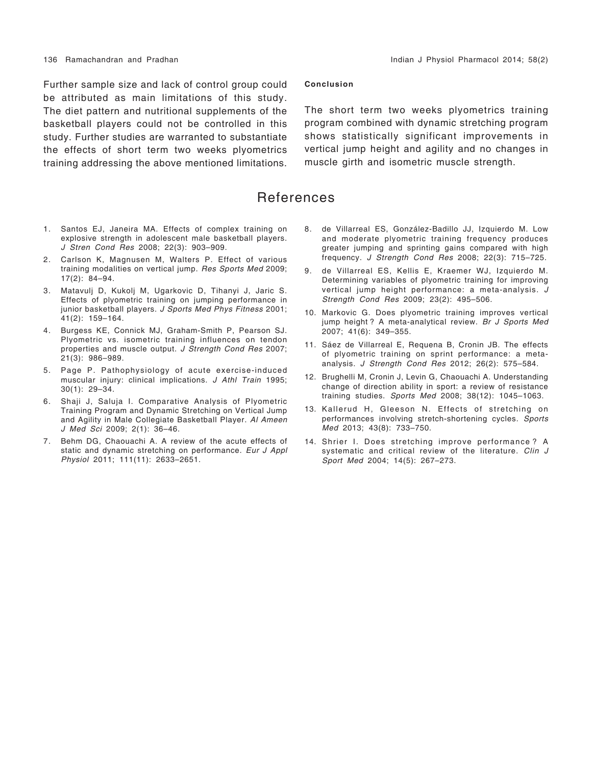Further sample size and lack of control group could be attributed as main limitations of this study. The diet pattern and nutritional supplements of the basketball players could not be controlled in this study. Further studies are warranted to substantiate the effects of short term two weeks plyometrics training addressing the above mentioned limitations.

#### Conclusion

The short term two weeks plyometrics training program combined with dynamic stretching program shows statistically significant improvements in vertical jump height and agility and no changes in muscle girth and isometric muscle strength.

## References

1. Santos EJ, Janeira MA. Effects of complex training on explosive strength in adolescent male basketball players. *J Stren Cond Res* 2008; 22(3): 903–909.
2. Carlson K, Magnusen M, Walters P. Effect of various training modalities on vertical jump. *Res Sports Med* 2009; 17(2): 84–94.
3. Matavulj D, Kukolj M, Ugarkovic D, Tihanyi J, Jaric S. Effects of plyometric training on jumping performance in junior basketball players. *J Sports Med Phys Fitness* 2001; 41(2): 159–164.
4. Burgess KE, Connick MJ, Graham-Smith P, Pearson SJ. Plyometric vs. isometric training influences on tendon properties and muscle output. *J Strength Cond Res* 2007; 21(3): 986–989.
5. Page P. Pathophysiology of acute exercise-induced muscular injury: clinical implications. *J Athl Train* 1995; 30(1): 29–34.
6. Shaji J, Saluja I. Comparative Analysis of Plyometric Training Program and Dynamic Stretching on Vertical Jump and Agility in Male Collegiate Basketball Player. *Al Ameen J Med Sci* 2009; 2(1): 36–46.
7. Behm DG, Chaouachi A. A review of the acute effects of static and dynamic stretching on performance. *Eur J Appl Physiol* 2011; 111(11): 2633–2651.
8. de Villarreal ES, González-Badillo JJ, Izquierdo M. Low and moderate plyometric training frequency produces greater jumping and sprinting gains compared with high frequency. *J Strength Cond Res* 2008; 22(3): 715–725.
9. de Villarreal ES, Kellis E, Kraemer WJ, Izquierdo M. Determining variables of plyometric training for improving vertical jump height performance: a meta-analysis. *J Strength Cond Res* 2009; 23(2): 495–506.
10. Markovic G. Does plyometric training improves vertical jump height ? A meta-analytical review. *Br J Sports Med* 2007; 41(6): 349–355.
11. Sáez de Villarreal E, Requena B, Cronin JB. The effects of plyometric training on sprint performance: a meta-analysis. *J Strength Cond Res* 2012; 26(2): 575–584.
12. Brughelli M, Cronin J, Levin G, Chaouachi A. Understanding change of direction ability in sport: a review of resistance training studies. *Sports Med* 2008; 38(12): 1045–1063.
13. Kallerud H, Gleeson N. Effects of stretching on performances involving stretch-shortening cycles. *Sports Med* 2013; 43(8): 733–750.
14. Shrier I. Does stretching improve performance ? A systematic and critical review of the literature. *Clin J Sport Med* 2004; 14(5): 267–273.